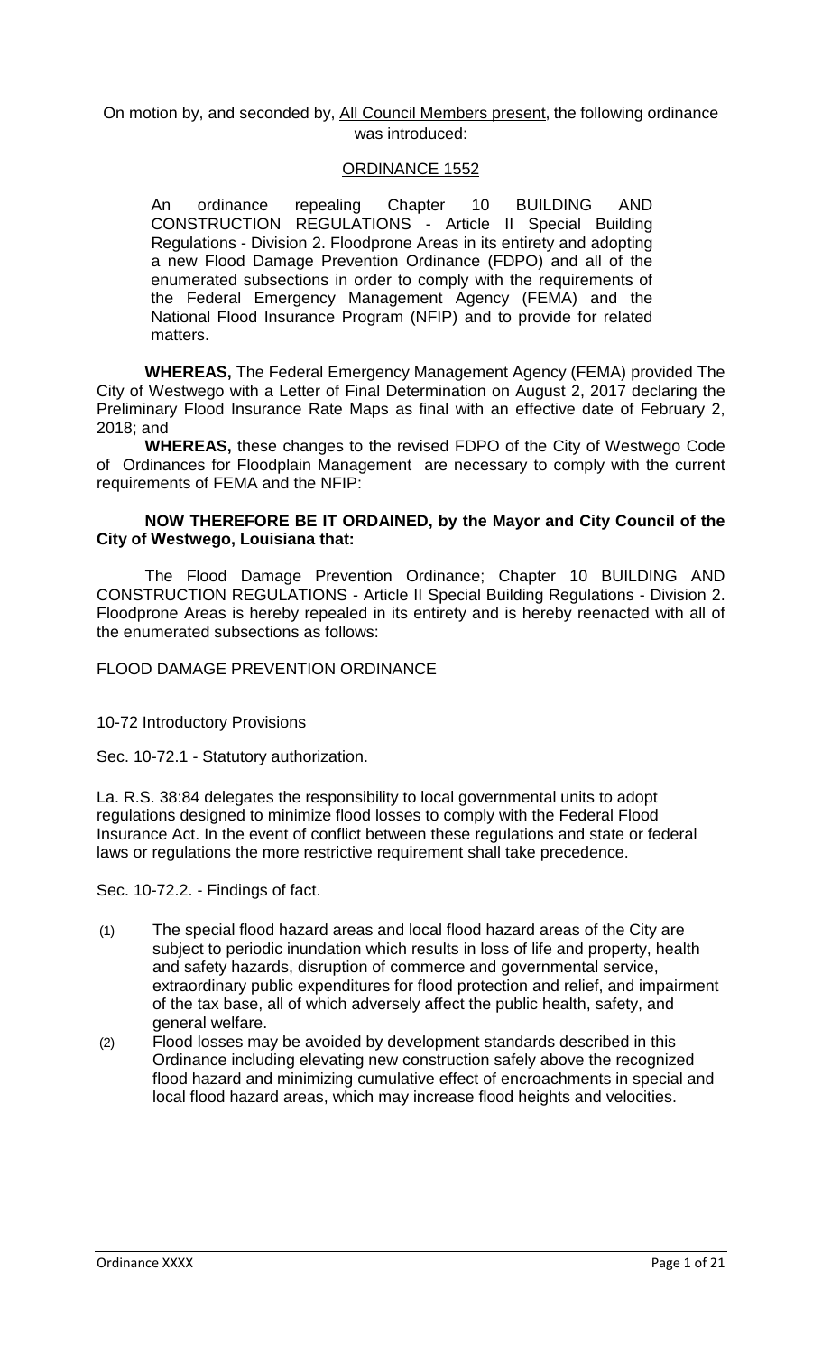On motion by, and seconded by, All Council Members present, the following ordinance was introduced:

## ORDINANCE 1552

An ordinance repealing Chapter 10 BUILDING AND CONSTRUCTION REGULATIONS - Article II Special Building Regulations - Division 2. Floodprone Areas in its entirety and adopting a new Flood Damage Prevention Ordinance (FDPO) and all of the enumerated subsections in order to comply with the requirements of the Federal Emergency Management Agency (FEMA) and the National Flood Insurance Program (NFIP) and to provide for related matters.

**WHEREAS,** The Federal Emergency Management Agency (FEMA) provided The City of Westwego with a Letter of Final Determination on August 2, 2017 declaring the Preliminary Flood Insurance Rate Maps as final with an effective date of February 2, 2018; and

**WHEREAS,** these changes to the revised FDPO of the City of Westwego Code of Ordinances for Floodplain Management are necessary to comply with the current requirements of FEMA and the NFIP:

**NOW THEREFORE BE IT ORDAINED, by the Mayor and City Council of the City of Westwego, Louisiana that:**

The Flood Damage Prevention Ordinance; Chapter 10 BUILDING AND CONSTRUCTION REGULATIONS - Article II Special Building Regulations - Division 2. Floodprone Areas is hereby repealed in its entirety and is hereby reenacted with all of the enumerated subsections as follows:

# FLOOD DAMAGE PREVENTION ORDINANCE

## 10-72 Introductory Provisions

### Sec. 10-72.1 - Statutory authorization.

La. R.S. 38:84 delegates the responsibility to local governmental units to adopt regulations designed to minimize flood losses to comply with the Federal Flood Insurance Act. In the event of conflict between these regulations and state or federal laws or regulations the more restrictive requirement shall take precedence.

### Sec. 10-72.2. - Findings of fact.

(1) The special flood hazard areas and local flood hazard areas of the City are subject to periodic inundation which results in loss of life and property, health and safety hazards, disruption of commerce and governmental service, extraordinary public expenditures for flood protection and relief, and impairment of the tax base, all of which adversely affect the public health, safety, and general welfare.

(2) Flood losses may be avoided by development standards described in this Ordinance including elevating new construction safely above the recognized flood hazard and minimizing cumulative effect of encroachments in special and local flood hazard areas, which may increase flood heights and velocities.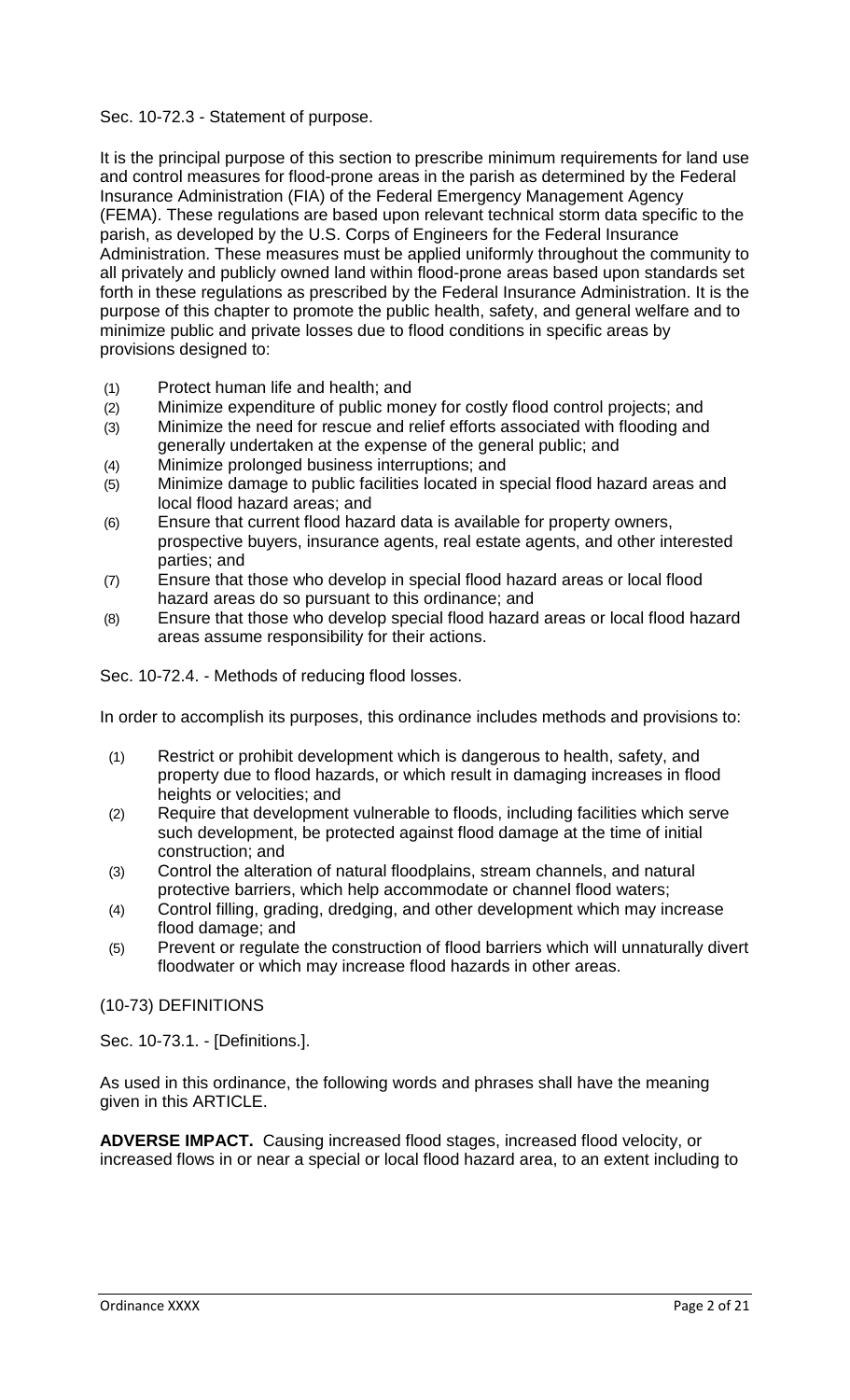Sec. 10-72.3 - Statement of purpose.

It is the principal purpose of this section to prescribe minimum requirements for land use and control measures for flood-prone areas in the parish as determined by the Federal Insurance Administration (FIA) of the Federal Emergency Management Agency (FEMA). These regulations are based upon relevant technical storm data specific to the parish, as developed by the U.S. Corps of Engineers for the Federal Insurance Administration. These measures must be applied uniformly throughout the community to all privately and publicly owned land within flood-prone areas based upon standards set forth in these regulations as prescribed by the Federal Insurance Administration. It is the purpose of this chapter to promote the public health, safety, and general welfare and to minimize public and private losses due to flood conditions in specific areas by provisions designed to:

(1) Protect human life and health; and
(2) Minimize expenditure of public money for costly flood control projects; and
(3) Minimize the need for rescue and relief efforts associated with flooding and generally undertaken at the expense of the general public; and
(4) Minimize prolonged business interruptions; and
(5) Minimize damage to public facilities located in special flood hazard areas and local flood hazard areas; and
(6) Ensure that current flood hazard data is available for property owners, prospective buyers, insurance agents, real estate agents, and other interested parties; and
(7) Ensure that those who develop in special flood hazard areas or local flood hazard areas do so pursuant to this ordinance; and
(8) Ensure that those who develop special flood hazard areas or local flood hazard areas assume responsibility for their actions.

Sec. 10-72.4. - Methods of reducing flood losses.

In order to accomplish its purposes, this ordinance includes methods and provisions to:

(1) Restrict or prohibit development which is dangerous to health, safety, and property due to flood hazards, or which result in damaging increases in flood heights or velocities; and
(2) Require that development vulnerable to floods, including facilities which serve such development, be protected against flood damage at the time of initial construction; and
(3) Control the alteration of natural floodplains, stream channels, and natural protective barriers, which help accommodate or channel flood waters;
(4) Control filling, grading, dredging, and other development which may increase flood damage; and
(5) Prevent or regulate the construction of flood barriers which will unnaturally divert floodwater or which may increase flood hazards in other areas.

(10-73) DEFINITIONS

Sec. 10-73.1. - [Definitions.].

As used in this ordinance, the following words and phrases shall have the meaning given in this ARTICLE.

**ADVERSE IMPACT.** Causing increased flood stages, increased flood velocity, or increased flows in or near a special or local flood hazard area, to an extent including to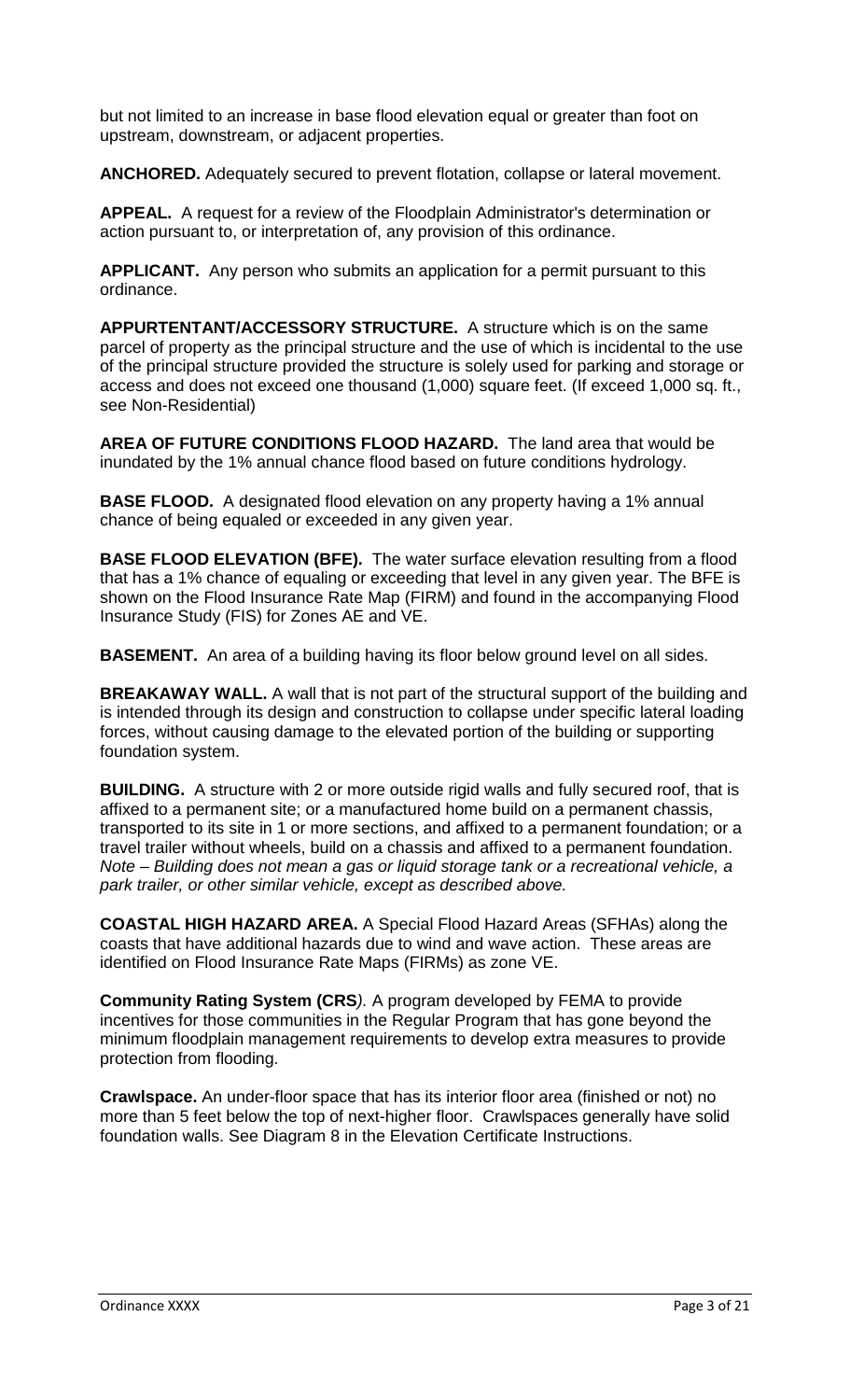but not limited to an increase in base flood elevation equal or greater than foot on upstream, downstream, or adjacent properties.

**ANCHORED.** Adequately secured to prevent flotation, collapse or lateral movement.

**APPEAL.** A request for a review of the Floodplain Administrator's determination or action pursuant to, or interpretation of, any provision of this ordinance.

**APPLICANT.** Any person who submits an application for a permit pursuant to this ordinance.

**APPURTENTANT/ACCESSORY STRUCTURE.** A structure which is on the same parcel of property as the principal structure and the use of which is incidental to the use of the principal structure provided the structure is solely used for parking and storage or access and does not exceed one thousand (1,000) square feet. (If exceed 1,000 sq. ft., see Non-Residential)

**AREA OF FUTURE CONDITIONS FLOOD HAZARD.** The land area that would be inundated by the 1% annual chance flood based on future conditions hydrology.

**BASE FLOOD.** A designated flood elevation on any property having a 1% annual chance of being equaled or exceeded in any given year.

**BASE FLOOD ELEVATION (BFE).** The water surface elevation resulting from a flood that has a 1% chance of equaling or exceeding that level in any given year. The BFE is shown on the Flood Insurance Rate Map (FIRM) and found in the accompanying Flood Insurance Study (FIS) for Zones AE and VE.

**BASEMENT.** An area of a building having its floor below ground level on all sides.

**BREAKAWAY WALL.** A wall that is not part of the structural support of the building and is intended through its design and construction to collapse under specific lateral loading forces, without causing damage to the elevated portion of the building or supporting foundation system.

**BUILDING.** A structure with 2 or more outside rigid walls and fully secured roof, that is affixed to a permanent site; or a manufactured home build on a permanent chassis, transported to its site in 1 or more sections, and affixed to a permanent foundation; or a travel trailer without wheels, build on a chassis and affixed to a permanent foundation. *Note – Building does not mean a gas or liquid storage tank or a recreational vehicle, a park trailer, or other similar vehicle, except as described above.*

**COASTAL HIGH HAZARD AREA.** A Special Flood Hazard Areas (SFHAs) along the coasts that have additional hazards due to wind and wave action. These areas are identified on Flood Insurance Rate Maps (FIRMs) as zone VE.

**Community Rating System (CRS***).* A program developed by FEMA to provide incentives for those communities in the Regular Program that has gone beyond the minimum floodplain management requirements to develop extra measures to provide protection from flooding.

**Crawlspace.** An under-floor space that has its interior floor area (finished or not) no more than 5 feet below the top of next-higher floor. Crawlspaces generally have solid foundation walls. See Diagram 8 in the Elevation Certificate Instructions.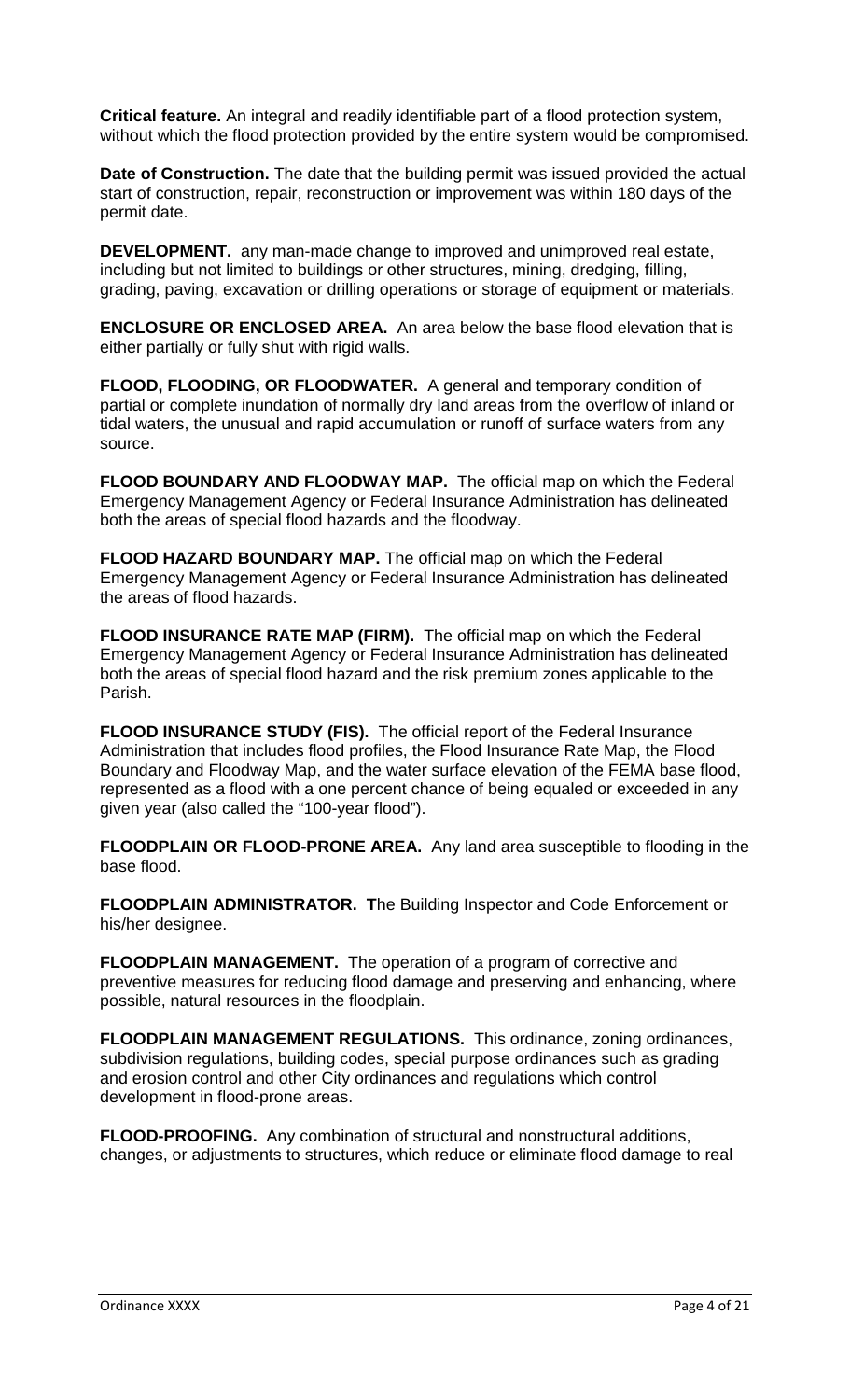**Critical feature.** An integral and readily identifiable part of a flood protection system, without which the flood protection provided by the entire system would be compromised.

**Date of Construction.** The date that the building permit was issued provided the actual start of construction, repair, reconstruction or improvement was within 180 days of the permit date.

**DEVELOPMENT.** any man-made change to improved and unimproved real estate, including but not limited to buildings or other structures, mining, dredging, filling, grading, paving, excavation or drilling operations or storage of equipment or materials.

**ENCLOSURE OR ENCLOSED AREA.** An area below the base flood elevation that is either partially or fully shut with rigid walls.

**FLOOD, FLOODING, OR FLOODWATER.** A general and temporary condition of partial or complete inundation of normally dry land areas from the overflow of inland or tidal waters, the unusual and rapid accumulation or runoff of surface waters from any source.

**FLOOD BOUNDARY AND FLOODWAY MAP.** The official map on which the Federal Emergency Management Agency or Federal Insurance Administration has delineated both the areas of special flood hazards and the floodway.

**FLOOD HAZARD BOUNDARY MAP.** The official map on which the Federal Emergency Management Agency or Federal Insurance Administration has delineated the areas of flood hazards.

**FLOOD INSURANCE RATE MAP (FIRM).** The official map on which the Federal Emergency Management Agency or Federal Insurance Administration has delineated both the areas of special flood hazard and the risk premium zones applicable to the Parish.

**FLOOD INSURANCE STUDY (FIS).** The official report of the Federal Insurance Administration that includes flood profiles, the Flood Insurance Rate Map, the Flood Boundary and Floodway Map, and the water surface elevation of the FEMA base flood, represented as a flood with a one percent chance of being equaled or exceeded in any given year (also called the "100-year flood").

**FLOODPLAIN OR FLOOD-PRONE AREA.** Any land area susceptible to flooding in the base flood.

**FLOODPLAIN ADMINISTRATOR. T**he Building Inspector and Code Enforcement or his/her designee.

**FLOODPLAIN MANAGEMENT.** The operation of a program of corrective and preventive measures for reducing flood damage and preserving and enhancing, where possible, natural resources in the floodplain.

**FLOODPLAIN MANAGEMENT REGULATIONS.** This ordinance, zoning ordinances, subdivision regulations, building codes, special purpose ordinances such as grading and erosion control and other City ordinances and regulations which control development in flood-prone areas.

**FLOOD-PROOFING.** Any combination of structural and nonstructural additions, changes, or adjustments to structures, which reduce or eliminate flood damage to real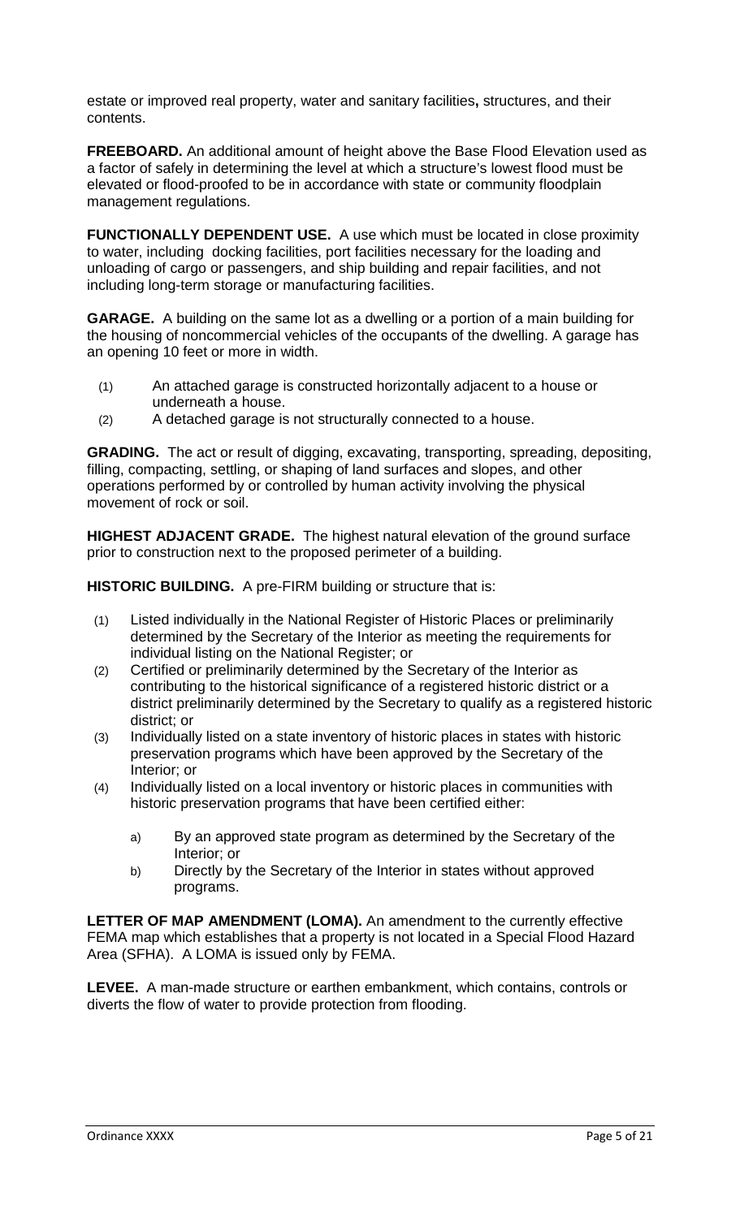estate or improved real property, water and sanitary facilities**,** structures, and their contents.

**FREEBOARD.** An additional amount of height above the Base Flood Elevation used as a factor of safely in determining the level at which a structure's lowest flood must be elevated or flood-proofed to be in accordance with state or community floodplain management regulations.

**FUNCTIONALLY DEPENDENT USE.** A use which must be located in close proximity to water, including docking facilities, port facilities necessary for the loading and unloading of cargo or passengers, and ship building and repair facilities, and not including long-term storage or manufacturing facilities.

**GARAGE.** A building on the same lot as a dwelling or a portion of a main building for the housing of noncommercial vehicles of the occupants of the dwelling. A garage has an opening 10 feet or more in width.

(1) An attached garage is constructed horizontally adjacent to a house or underneath a house.

(2) A detached garage is not structurally connected to a house.

**GRADING.** The act or result of digging, excavating, transporting, spreading, depositing, filling, compacting, settling, or shaping of land surfaces and slopes, and other operations performed by or controlled by human activity involving the physical movement of rock or soil.

**HIGHEST ADJACENT GRADE.** The highest natural elevation of the ground surface prior to construction next to the proposed perimeter of a building.

**HISTORIC BUILDING.** A pre-FIRM building or structure that is:

(1) Listed individually in the National Register of Historic Places or preliminarily determined by the Secretary of the Interior as meeting the requirements for individual listing on the National Register; or

(2) Certified or preliminarily determined by the Secretary of the Interior as contributing to the historical significance of a registered historic district or a district preliminarily determined by the Secretary to qualify as a registered historic district; or

(3) Individually listed on a state inventory of historic places in states with historic preservation programs which have been approved by the Secretary of the Interior; or

(4) Individually listed on a local inventory or historic places in communities with historic preservation programs that have been certified either:

   a) By an approved state program as determined by the Secretary of the Interior; or

   b) Directly by the Secretary of the Interior in states without approved programs.

**LETTER OF MAP AMENDMENT (LOMA).** An amendment to the currently effective FEMA map which establishes that a property is not located in a Special Flood Hazard Area (SFHA). A LOMA is issued only by FEMA.

**LEVEE.** A man-made structure or earthen embankment, which contains, controls or diverts the flow of water to provide protection from flooding.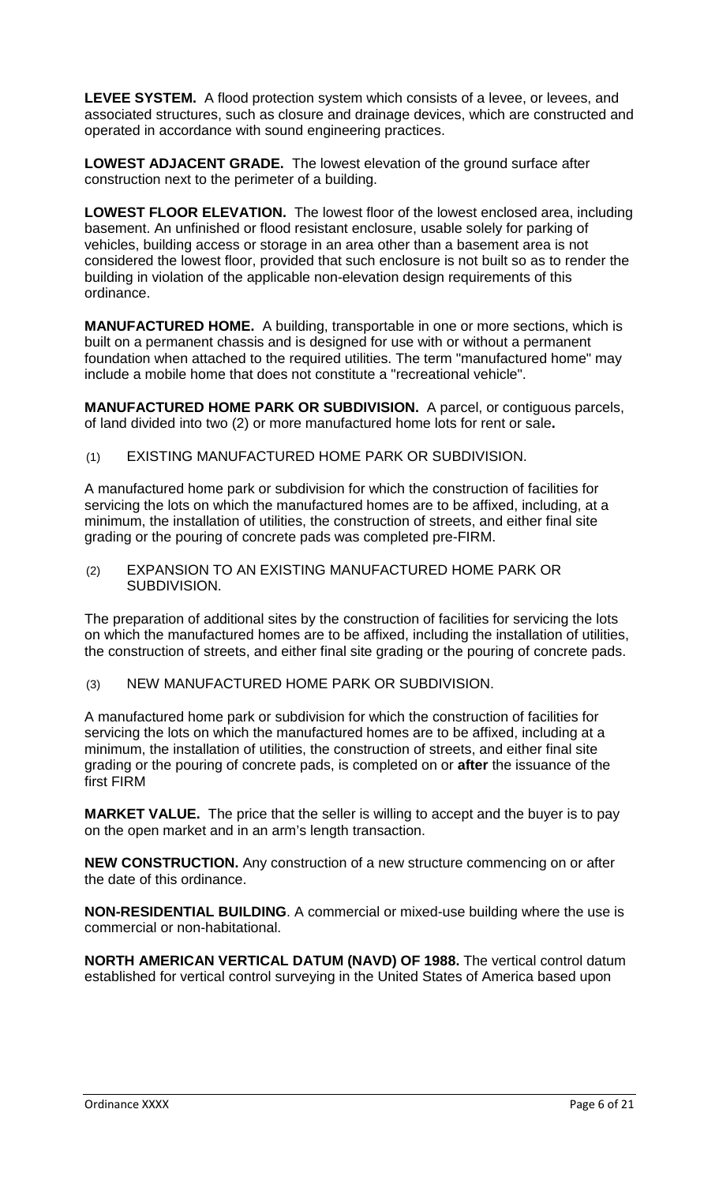**LEVEE SYSTEM.** A flood protection system which consists of a levee, or levees, and associated structures, such as closure and drainage devices, which are constructed and operated in accordance with sound engineering practices.

**LOWEST ADJACENT GRADE.** The lowest elevation of the ground surface after construction next to the perimeter of a building.

**LOWEST FLOOR ELEVATION.** The lowest floor of the lowest enclosed area, including basement. An unfinished or flood resistant enclosure, usable solely for parking of vehicles, building access or storage in an area other than a basement area is not considered the lowest floor, provided that such enclosure is not built so as to render the building in violation of the applicable non-elevation design requirements of this ordinance.

**MANUFACTURED HOME.** A building, transportable in one or more sections, which is built on a permanent chassis and is designed for use with or without a permanent foundation when attached to the required utilities. The term "manufactured home" may include a mobile home that does not constitute a "recreational vehicle".

**MANUFACTURED HOME PARK OR SUBDIVISION.** A parcel, or contiguous parcels, of land divided into two (2) or more manufactured home lots for rent or sale**.**

(1) EXISTING MANUFACTURED HOME PARK OR SUBDIVISION.

A manufactured home park or subdivision for which the construction of facilities for servicing the lots on which the manufactured homes are to be affixed, including, at a minimum, the installation of utilities, the construction of streets, and either final site grading or the pouring of concrete pads was completed pre-FIRM.

(2) EXPANSION TO AN EXISTING MANUFACTURED HOME PARK OR SUBDIVISION.

The preparation of additional sites by the construction of facilities for servicing the lots on which the manufactured homes are to be affixed, including the installation of utilities, the construction of streets, and either final site grading or the pouring of concrete pads.

(3) NEW MANUFACTURED HOME PARK OR SUBDIVISION.

A manufactured home park or subdivision for which the construction of facilities for servicing the lots on which the manufactured homes are to be affixed, including at a minimum, the installation of utilities, the construction of streets, and either final site grading or the pouring of concrete pads, is completed on or **after** the issuance of the first FIRM

**MARKET VALUE.** The price that the seller is willing to accept and the buyer is to pay on the open market and in an arm's length transaction.

**NEW CONSTRUCTION.** Any construction of a new structure commencing on or after the date of this ordinance.

**NON-RESIDENTIAL BUILDING**. A commercial or mixed-use building where the use is commercial or non-habitational.

**NORTH AMERICAN VERTICAL DATUM (NAVD) OF 1988.** The vertical control datum established for vertical control surveying in the United States of America based upon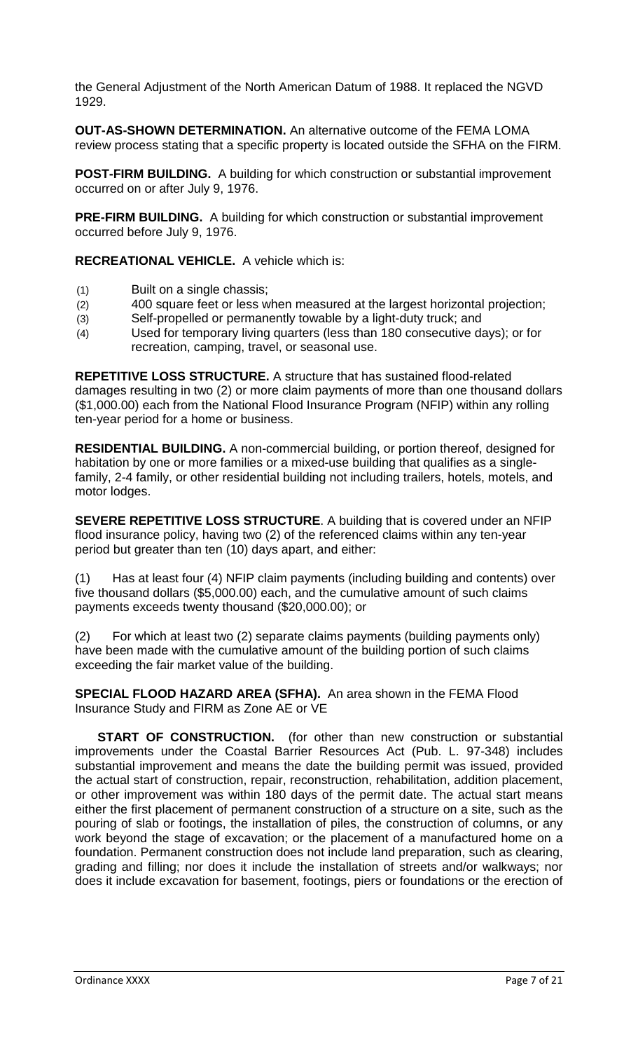the General Adjustment of the North American Datum of 1988. It replaced the NGVD 1929.

**OUT-AS-SHOWN DETERMINATION.** An alternative outcome of the FEMA LOMA review process stating that a specific property is located outside the SFHA on the FIRM.

**POST-FIRM BUILDING.** A building for which construction or substantial improvement occurred on or after July 9, 1976.

**PRE-FIRM BUILDING.** A building for which construction or substantial improvement occurred before July 9, 1976.

**RECREATIONAL VEHICLE.** A vehicle which is:

(1) Built on a single chassis;
(2) 400 square feet or less when measured at the largest horizontal projection;
(3) Self-propelled or permanently towable by a light-duty truck; and
(4) Used for temporary living quarters (less than 180 consecutive days); or for recreation, camping, travel, or seasonal use.

**REPETITIVE LOSS STRUCTURE.** A structure that has sustained flood-related damages resulting in two (2) or more claim payments of more than one thousand dollars ($1,000.00) each from the National Flood Insurance Program (NFIP) within any rolling ten-year period for a home or business.

**RESIDENTIAL BUILDING.** A non-commercial building, or portion thereof, designed for habitation by one or more families or a mixed-use building that qualifies as a single-family, 2-4 family, or other residential building not including trailers, hotels, motels, and motor lodges.

**SEVERE REPETITIVE LOSS STRUCTURE**. A building that is covered under an NFIP flood insurance policy, having two (2) of the referenced claims within any ten-year period but greater than ten (10) days apart, and either:

(1) Has at least four (4) NFIP claim payments (including building and contents) over five thousand dollars ($5,000.00) each, and the cumulative amount of such claims payments exceeds twenty thousand ($20,000.00); or

(2) For which at least two (2) separate claims payments (building payments only) have been made with the cumulative amount of the building portion of such claims exceeding the fair market value of the building.

**SPECIAL FLOOD HAZARD AREA (SFHA).** An area shown in the FEMA Flood Insurance Study and FIRM as Zone AE or VE

**START OF CONSTRUCTION.** (for other than new construction or substantial improvements under the Coastal Barrier Resources Act (Pub. L. 97-348) includes substantial improvement and means the date the building permit was issued, provided the actual start of construction, repair, reconstruction, rehabilitation, addition placement, or other improvement was within 180 days of the permit date. The actual start means either the first placement of permanent construction of a structure on a site, such as the pouring of slab or footings, the installation of piles, the construction of columns, or any work beyond the stage of excavation; or the placement of a manufactured home on a foundation. Permanent construction does not include land preparation, such as clearing, grading and filling; nor does it include the installation of streets and/or walkways; nor does it include excavation for basement, footings, piers or foundations or the erection of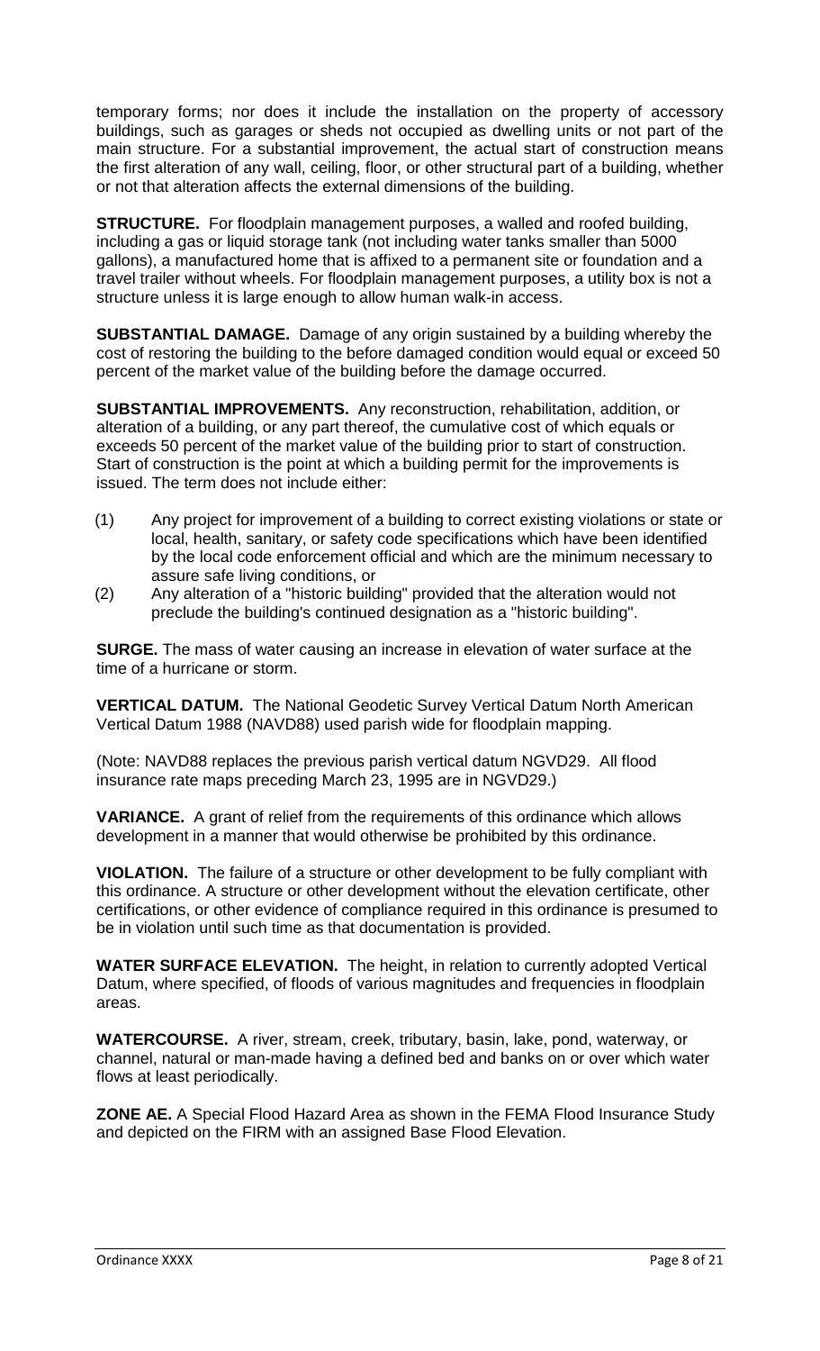temporary forms; nor does it include the installation on the property of accessory buildings, such as garages or sheds not occupied as dwelling units or not part of the main structure. For a substantial improvement, the actual start of construction means the first alteration of any wall, ceiling, floor, or other structural part of a building, whether or not that alteration affects the external dimensions of the building.

**STRUCTURE.** For floodplain management purposes, a walled and roofed building, including a gas or liquid storage tank (not including water tanks smaller than 5000 gallons), a manufactured home that is affixed to a permanent site or foundation and a travel trailer without wheels. For floodplain management purposes, a utility box is not a structure unless it is large enough to allow human walk-in access.

**SUBSTANTIAL DAMAGE.** Damage of any origin sustained by a building whereby the cost of restoring the building to the before damaged condition would equal or exceed 50 percent of the market value of the building before the damage occurred.

**SUBSTANTIAL IMPROVEMENTS.** Any reconstruction, rehabilitation, addition, or alteration of a building, or any part thereof, the cumulative cost of which equals or exceeds 50 percent of the market value of the building prior to start of construction. Start of construction is the point at which a building permit for the improvements is issued. The term does not include either:

(1) Any project for improvement of a building to correct existing violations or state or local, health, sanitary, or safety code specifications which have been identified by the local code enforcement official and which are the minimum necessary to assure safe living conditions, or

(2) Any alteration of a "historic building" provided that the alteration would not preclude the building's continued designation as a "historic building".

**SURGE.** The mass of water causing an increase in elevation of water surface at the time of a hurricane or storm.

**VERTICAL DATUM.** The National Geodetic Survey Vertical Datum North American Vertical Datum 1988 (NAVD88) used parish wide for floodplain mapping.

(Note: NAVD88 replaces the previous parish vertical datum NGVD29. All flood insurance rate maps preceding March 23, 1995 are in NGVD29.)

**VARIANCE.** A grant of relief from the requirements of this ordinance which allows development in a manner that would otherwise be prohibited by this ordinance.

**VIOLATION.** The failure of a structure or other development to be fully compliant with this ordinance. A structure or other development without the elevation certificate, other certifications, or other evidence of compliance required in this ordinance is presumed to be in violation until such time as that documentation is provided.

**WATER SURFACE ELEVATION.** The height, in relation to currently adopted Vertical Datum, where specified, of floods of various magnitudes and frequencies in floodplain areas.

**WATERCOURSE.** A river, stream, creek, tributary, basin, lake, pond, waterway, or channel, natural or man-made having a defined bed and banks on or over which water flows at least periodically.

**ZONE AE.** A Special Flood Hazard Area as shown in the FEMA Flood Insurance Study and depicted on the FIRM with an assigned Base Flood Elevation.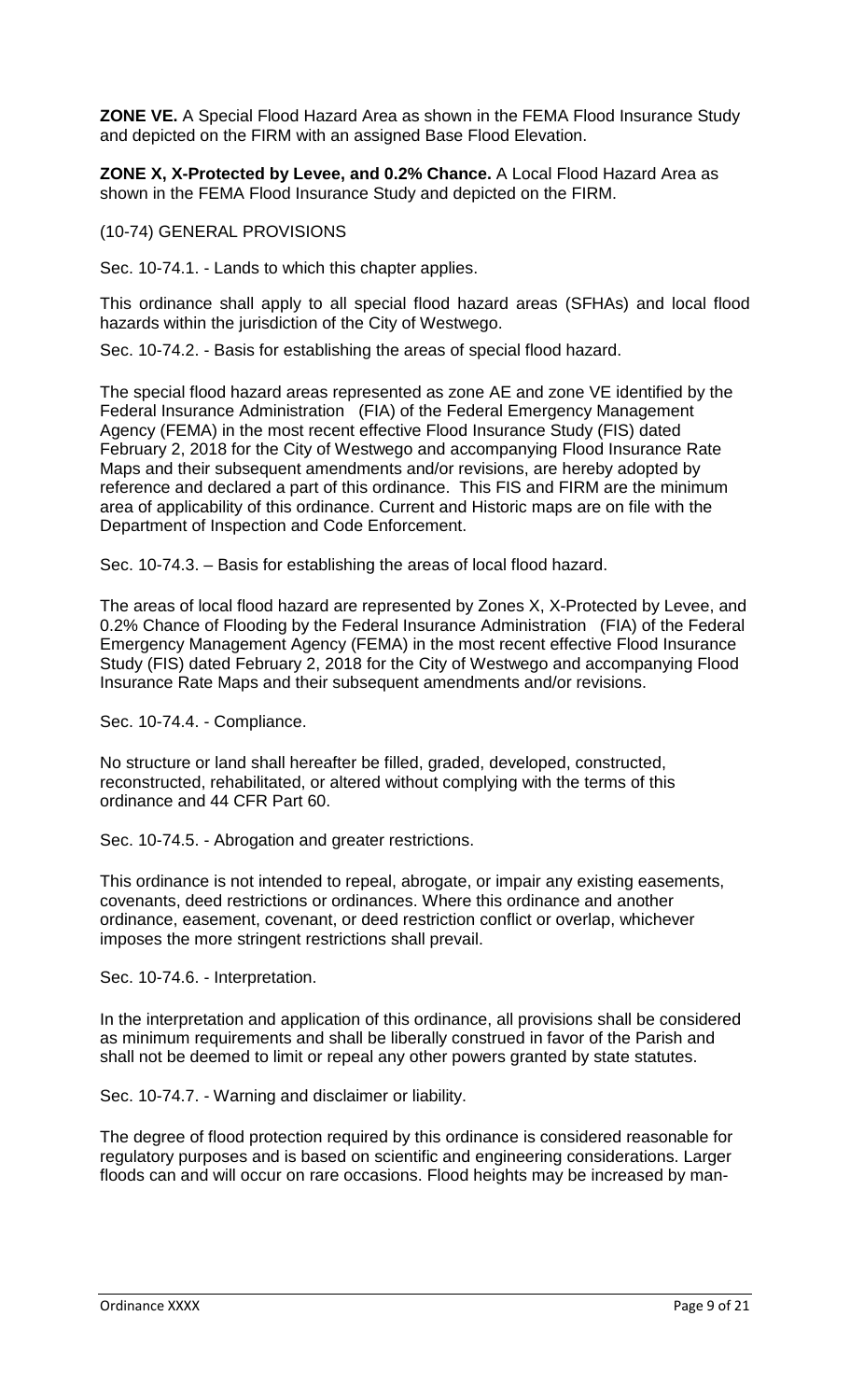**ZONE VE.** A Special Flood Hazard Area as shown in the FEMA Flood Insurance Study and depicted on the FIRM with an assigned Base Flood Elevation.

**ZONE X, X-Protected by Levee, and 0.2% Chance.** A Local Flood Hazard Area as shown in the FEMA Flood Insurance Study and depicted on the FIRM.

(10-74) GENERAL PROVISIONS

Sec. 10-74.1. - Lands to which this chapter applies.

This ordinance shall apply to all special flood hazard areas (SFHAs) and local flood hazards within the jurisdiction of the City of Westwego.

Sec. 10-74.2. - Basis for establishing the areas of special flood hazard.

The special flood hazard areas represented as zone AE and zone VE identified by the Federal Insurance Administration (FIA) of the Federal Emergency Management Agency (FEMA) in the most recent effective Flood Insurance Study (FIS) dated February 2, 2018 for the City of Westwego and accompanying Flood Insurance Rate Maps and their subsequent amendments and/or revisions, are hereby adopted by reference and declared a part of this ordinance. This FIS and FIRM are the minimum area of applicability of this ordinance. Current and Historic maps are on file with the Department of Inspection and Code Enforcement.

Sec. 10-74.3. – Basis for establishing the areas of local flood hazard.

The areas of local flood hazard are represented by Zones X, X-Protected by Levee, and 0.2% Chance of Flooding by the Federal Insurance Administration (FIA) of the Federal Emergency Management Agency (FEMA) in the most recent effective Flood Insurance Study (FIS) dated February 2, 2018 for the City of Westwego and accompanying Flood Insurance Rate Maps and their subsequent amendments and/or revisions.

Sec. 10-74.4. - Compliance.

No structure or land shall hereafter be filled, graded, developed, constructed, reconstructed, rehabilitated, or altered without complying with the terms of this ordinance and 44 CFR Part 60.

Sec. 10-74.5. - Abrogation and greater restrictions.

This ordinance is not intended to repeal, abrogate, or impair any existing easements, covenants, deed restrictions or ordinances. Where this ordinance and another ordinance, easement, covenant, or deed restriction conflict or overlap, whichever imposes the more stringent restrictions shall prevail.

Sec. 10-74.6. - Interpretation.

In the interpretation and application of this ordinance, all provisions shall be considered as minimum requirements and shall be liberally construed in favor of the Parish and shall not be deemed to limit or repeal any other powers granted by state statutes.

Sec. 10-74.7. - Warning and disclaimer or liability.

The degree of flood protection required by this ordinance is considered reasonable for regulatory purposes and is based on scientific and engineering considerations. Larger floods can and will occur on rare occasions. Flood heights may be increased by man-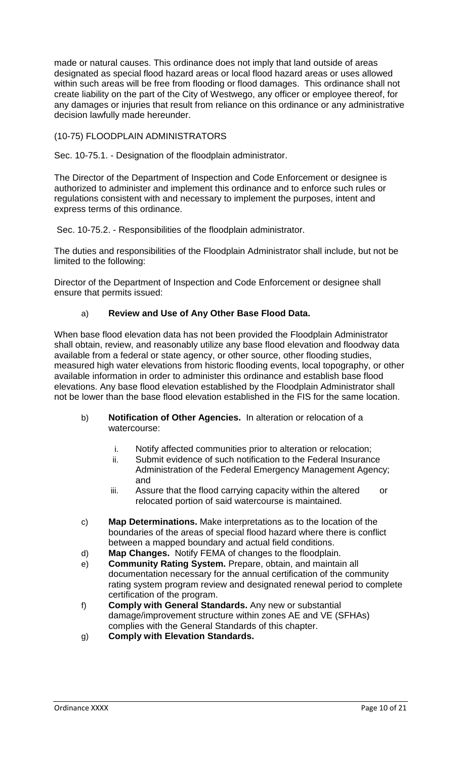made or natural causes. This ordinance does not imply that land outside of areas designated as special flood hazard areas or local flood hazard areas or uses allowed within such areas will be free from flooding or flood damages. This ordinance shall not create liability on the part of the City of Westwego, any officer or employee thereof, for any damages or injuries that result from reliance on this ordinance or any administrative decision lawfully made hereunder.

## (10-75) FLOODPLAIN ADMINISTRATORS

### Sec. 10-75.1. - Designation of the floodplain administrator.

The Director of the Department of Inspection and Code Enforcement or designee is authorized to administer and implement this ordinance and to enforce such rules or regulations consistent with and necessary to implement the purposes, intent and express terms of this ordinance.

### Sec. 10-75.2. - Responsibilities of the floodplain administrator.

The duties and responsibilities of the Floodplain Administrator shall include, but not be limited to the following:

Director of the Department of Inspection and Code Enforcement or designee shall ensure that permits issued:

a) **Review and Use of Any Other Base Flood Data.**

When base flood elevation data has not been provided the Floodplain Administrator shall obtain, review, and reasonably utilize any base flood elevation and floodway data available from a federal or state agency, or other source, other flooding studies, measured high water elevations from historic flooding events, local topography, or other available information in order to administer this ordinance and establish base flood elevations. Any base flood elevation established by the Floodplain Administrator shall not be lower than the base flood elevation established in the FIS for the same location.

b) **Notification of Other Agencies.** In alteration or relocation of a watercourse:

   i. Notify affected communities prior to alteration or relocation;
   ii. Submit evidence of such notification to the Federal Insurance Administration of the Federal Emergency Management Agency; and
   iii. Assure that the flood carrying capacity within the altered or relocated portion of said watercourse is maintained.

c) **Map Determinations.** Make interpretations as to the location of the boundaries of the areas of special flood hazard where there is conflict between a mapped boundary and actual field conditions.

d) **Map Changes.** Notify FEMA of changes to the floodplain.

e) **Community Rating System.** Prepare, obtain, and maintain all documentation necessary for the annual certification of the community rating system program review and designated renewal period to complete certification of the program.

f) **Comply with General Standards.** Any new or substantial damage/improvement structure within zones AE and VE (SFHAs) complies with the General Standards of this chapter.

g) **Comply with Elevation Standards.**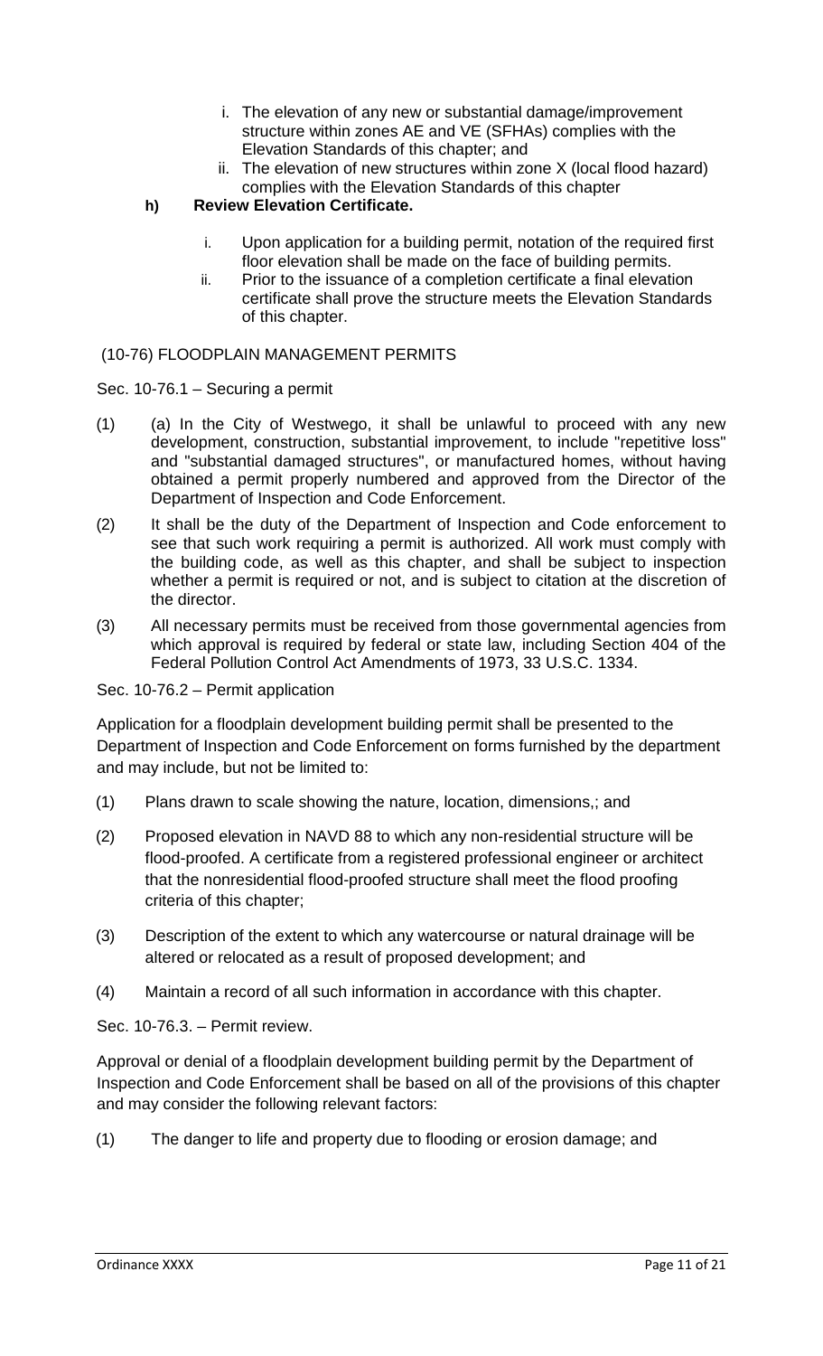i. The elevation of any new or substantial damage/improvement structure within zones AE and VE (SFHAs) complies with the Elevation Standards of this chapter; and

ii. The elevation of new structures within zone X (local flood hazard) complies with the Elevation Standards of this chapter

**h) Review Elevation Certificate.**

i. Upon application for a building permit, notation of the required first floor elevation shall be made on the face of building permits.

ii. Prior to the issuance of a completion certificate a final elevation certificate shall prove the structure meets the Elevation Standards of this chapter.

(10-76) FLOODPLAIN MANAGEMENT PERMITS

Sec. 10-76.1 – Securing a permit

(1) (a) In the City of Westwego, it shall be unlawful to proceed with any new development, construction, substantial improvement, to include "repetitive loss" and "substantial damaged structures", or manufactured homes, without having obtained a permit properly numbered and approved from the Director of the Department of Inspection and Code Enforcement.

(2) It shall be the duty of the Department of Inspection and Code enforcement to see that such work requiring a permit is authorized. All work must comply with the building code, as well as this chapter, and shall be subject to inspection whether a permit is required or not, and is subject to citation at the discretion of the director.

(3) All necessary permits must be received from those governmental agencies from which approval is required by federal or state law, including Section 404 of the Federal Pollution Control Act Amendments of 1973, 33 U.S.C. 1334.

Sec. 10-76.2 – Permit application

Application for a floodplain development building permit shall be presented to the Department of Inspection and Code Enforcement on forms furnished by the department and may include, but not be limited to:

(1) Plans drawn to scale showing the nature, location, dimensions,; and

(2) Proposed elevation in NAVD 88 to which any non-residential structure will be flood-proofed. A certificate from a registered professional engineer or architect that the nonresidential flood-proofed structure shall meet the flood proofing criteria of this chapter;

(3) Description of the extent to which any watercourse or natural drainage will be altered or relocated as a result of proposed development; and

(4) Maintain a record of all such information in accordance with this chapter.

Sec. 10-76.3. – Permit review.

Approval or denial of a floodplain development building permit by the Department of Inspection and Code Enforcement shall be based on all of the provisions of this chapter and may consider the following relevant factors:

(1) The danger to life and property due to flooding or erosion damage; and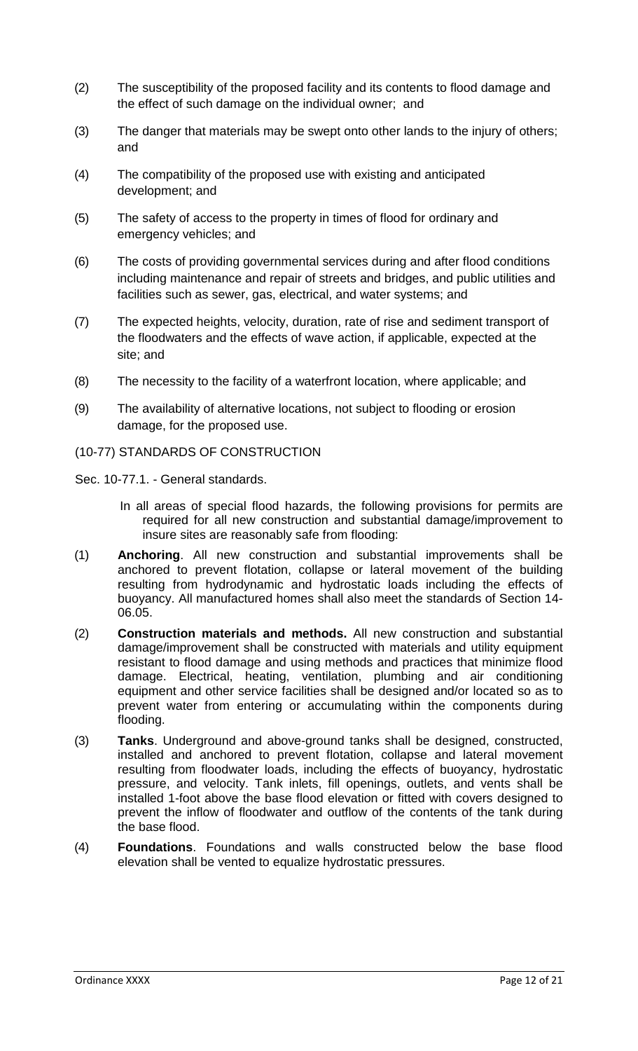(2) The susceptibility of the proposed facility and its contents to flood damage and the effect of such damage on the individual owner; and

(3) The danger that materials may be swept onto other lands to the injury of others; and

(4) The compatibility of the proposed use with existing and anticipated development; and

(5) The safety of access to the property in times of flood for ordinary and emergency vehicles; and

(6) The costs of providing governmental services during and after flood conditions including maintenance and repair of streets and bridges, and public utilities and facilities such as sewer, gas, electrical, and water systems; and

(7) The expected heights, velocity, duration, rate of rise and sediment transport of the floodwaters and the effects of wave action, if applicable, expected at the site; and

(8) The necessity to the facility of a waterfront location, where applicable; and

(9) The availability of alternative locations, not subject to flooding or erosion damage, for the proposed use.

(10-77) STANDARDS OF CONSTRUCTION

Sec. 10-77.1. - General standards.

In all areas of special flood hazards, the following provisions for permits are required for all new construction and substantial damage/improvement to insure sites are reasonably safe from flooding:

(1) **Anchoring**. All new construction and substantial improvements shall be anchored to prevent flotation, collapse or lateral movement of the building resulting from hydrodynamic and hydrostatic loads including the effects of buoyancy. All manufactured homes shall also meet the standards of Section 14-06.05.

(2) **Construction materials and methods.** All new construction and substantial damage/improvement shall be constructed with materials and utility equipment resistant to flood damage and using methods and practices that minimize flood damage. Electrical, heating, ventilation, plumbing and air conditioning equipment and other service facilities shall be designed and/or located so as to prevent water from entering or accumulating within the components during flooding.

(3) **Tanks**. Underground and above-ground tanks shall be designed, constructed, installed and anchored to prevent flotation, collapse and lateral movement resulting from floodwater loads, including the effects of buoyancy, hydrostatic pressure, and velocity. Tank inlets, fill openings, outlets, and vents shall be installed 1-foot above the base flood elevation or fitted with covers designed to prevent the inflow of floodwater and outflow of the contents of the tank during the base flood.

(4) **Foundations**. Foundations and walls constructed below the base flood elevation shall be vented to equalize hydrostatic pressures.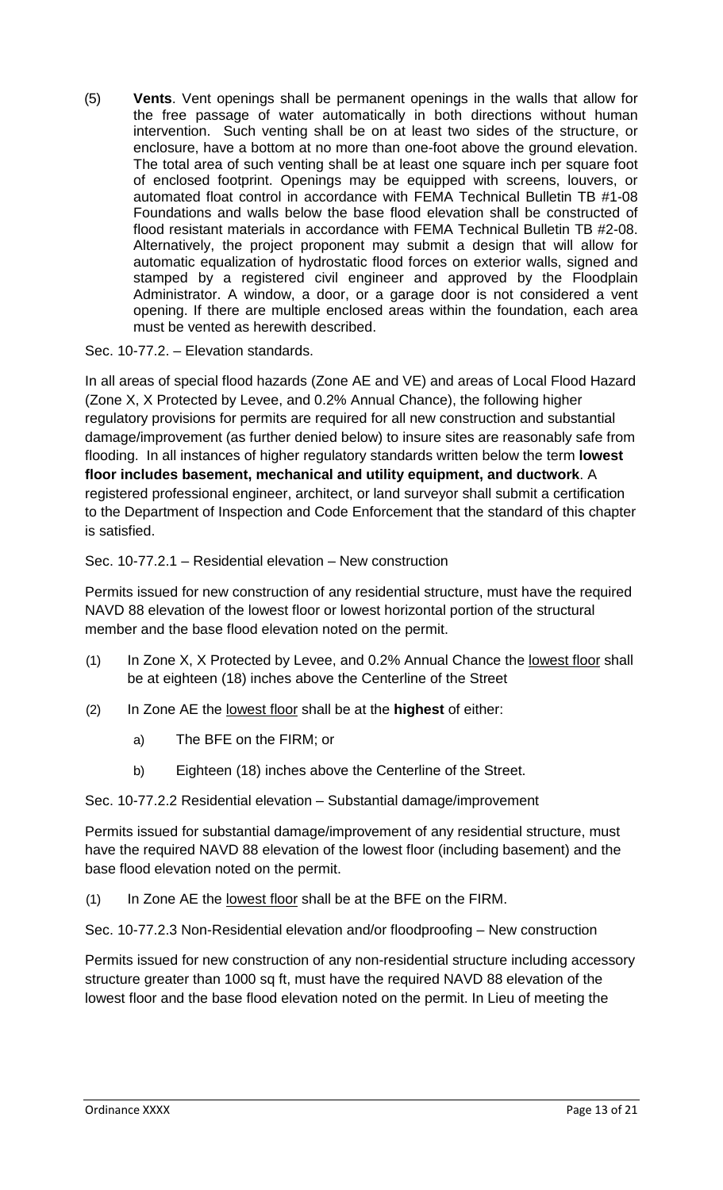(5) **Vents**. Vent openings shall be permanent openings in the walls that allow for the free passage of water automatically in both directions without human intervention. Such venting shall be on at least two sides of the structure, or enclosure, have a bottom at no more than one-foot above the ground elevation. The total area of such venting shall be at least one square inch per square foot of enclosed footprint. Openings may be equipped with screens, louvers, or automated float control in accordance with FEMA Technical Bulletin TB #1-08 Foundations and walls below the base flood elevation shall be constructed of flood resistant materials in accordance with FEMA Technical Bulletin TB #2-08. Alternatively, the project proponent may submit a design that will allow for automatic equalization of hydrostatic flood forces on exterior walls, signed and stamped by a registered civil engineer and approved by the Floodplain Administrator. A window, a door, or a garage door is not considered a vent opening. If there are multiple enclosed areas within the foundation, each area must be vented as herewith described.

Sec. 10-77.2. – Elevation standards.

In all areas of special flood hazards (Zone AE and VE) and areas of Local Flood Hazard (Zone X, X Protected by Levee, and 0.2% Annual Chance), the following higher regulatory provisions for permits are required for all new construction and substantial damage/improvement (as further denied below) to insure sites are reasonably safe from flooding. In all instances of higher regulatory standards written below the term **lowest floor includes basement, mechanical and utility equipment, and ductwork**. A registered professional engineer, architect, or land surveyor shall submit a certification to the Department of Inspection and Code Enforcement that the standard of this chapter is satisfied.

Sec. 10-77.2.1 – Residential elevation – New construction

Permits issued for new construction of any residential structure, must have the required NAVD 88 elevation of the lowest floor or lowest horizontal portion of the structural member and the base flood elevation noted on the permit.

(1) In Zone X, X Protected by Levee, and 0.2% Annual Chance the lowest floor shall be at eighteen (18) inches above the Centerline of the Street

(2) In Zone AE the lowest floor shall be at the **highest** of either:

  a) The BFE on the FIRM; or

  b) Eighteen (18) inches above the Centerline of the Street.

Sec. 10-77.2.2 Residential elevation – Substantial damage/improvement

Permits issued for substantial damage/improvement of any residential structure, must have the required NAVD 88 elevation of the lowest floor (including basement) and the base flood elevation noted on the permit.

(1) In Zone AE the lowest floor shall be at the BFE on the FIRM.

Sec. 10-77.2.3 Non-Residential elevation and/or floodproofing – New construction

Permits issued for new construction of any non-residential structure including accessory structure greater than 1000 sq ft, must have the required NAVD 88 elevation of the lowest floor and the base flood elevation noted on the permit. In Lieu of meeting the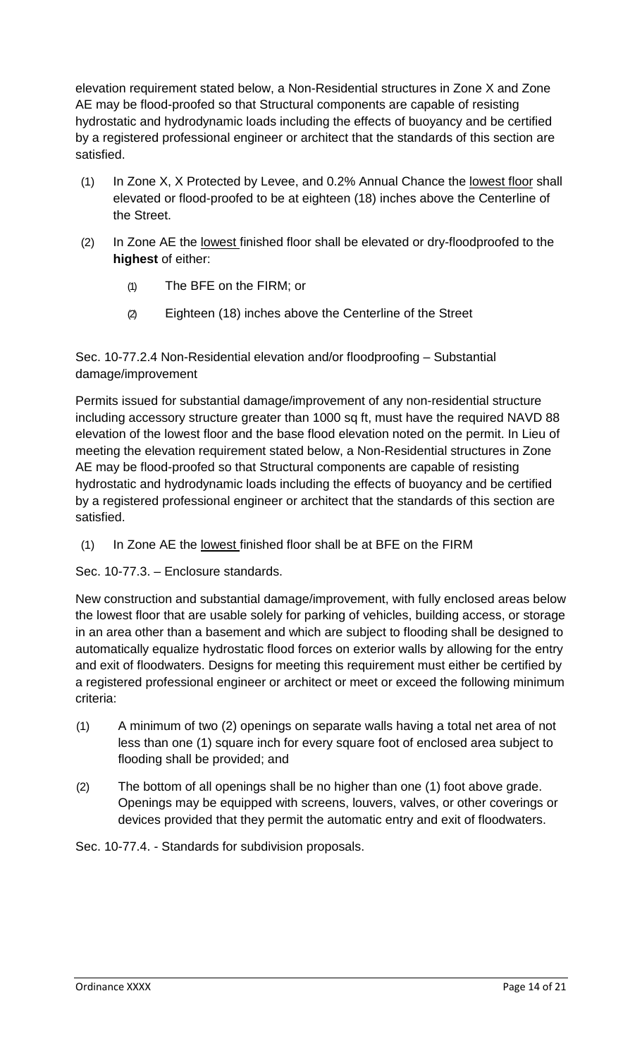elevation requirement stated below, a Non-Residential structures in Zone X and Zone AE may be flood-proofed so that Structural components are capable of resisting hydrostatic and hydrodynamic loads including the effects of buoyancy and be certified by a registered professional engineer or architect that the standards of this section are satisfied.

(1) In Zone X, X Protected by Levee, and 0.2% Annual Chance the <u>lowest floor</u> shall elevated or flood-proofed to be at eighteen (18) inches above the Centerline of the Street.

(2) In Zone AE the <u>lowest</u> finished floor shall be elevated or dry-floodproofed to the **highest** of either:

  (1) The BFE on the FIRM; or

  (2) Eighteen (18) inches above the Centerline of the Street

Sec. 10-77.2.4 Non-Residential elevation and/or floodproofing – Substantial damage/improvement

Permits issued for substantial damage/improvement of any non-residential structure including accessory structure greater than 1000 sq ft, must have the required NAVD 88 elevation of the lowest floor and the base flood elevation noted on the permit. In Lieu of meeting the elevation requirement stated below, a Non-Residential structures in Zone AE may be flood-proofed so that Structural components are capable of resisting hydrostatic and hydrodynamic loads including the effects of buoyancy and be certified by a registered professional engineer or architect that the standards of this section are satisfied.

(1) In Zone AE the <u>lowest</u> finished floor shall be at BFE on the FIRM

Sec. 10-77.3. – Enclosure standards.

New construction and substantial damage/improvement, with fully enclosed areas below the lowest floor that are usable solely for parking of vehicles, building access, or storage in an area other than a basement and which are subject to flooding shall be designed to automatically equalize hydrostatic flood forces on exterior walls by allowing for the entry and exit of floodwaters. Designs for meeting this requirement must either be certified by a registered professional engineer or architect or meet or exceed the following minimum criteria:

(1) A minimum of two (2) openings on separate walls having a total net area of not less than one (1) square inch for every square foot of enclosed area subject to flooding shall be provided; and

(2) The bottom of all openings shall be no higher than one (1) foot above grade. Openings may be equipped with screens, louvers, valves, or other coverings or devices provided that they permit the automatic entry and exit of floodwaters.

Sec. 10-77.4. - Standards for subdivision proposals.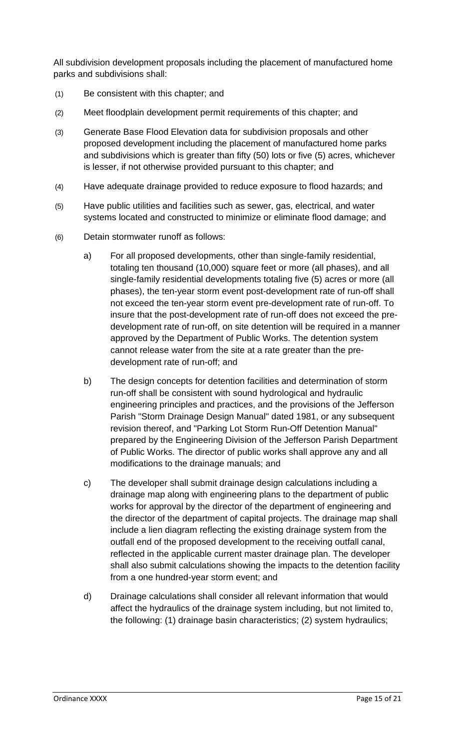All subdivision development proposals including the placement of manufactured home parks and subdivisions shall:

(1) Be consistent with this chapter; and

(2) Meet floodplain development permit requirements of this chapter; and

(3) Generate Base Flood Elevation data for subdivision proposals and other proposed development including the placement of manufactured home parks and subdivisions which is greater than fifty (50) lots or five (5) acres, whichever is lesser, if not otherwise provided pursuant to this chapter; and

(4) Have adequate drainage provided to reduce exposure to flood hazards; and

(5) Have public utilities and facilities such as sewer, gas, electrical, and water systems located and constructed to minimize or eliminate flood damage; and

(6) Detain stormwater runoff as follows:

   a) For all proposed developments, other than single-family residential, totaling ten thousand (10,000) square feet or more (all phases), and all single-family residential developments totaling five (5) acres or more (all phases), the ten-year storm event post-development rate of run-off shall not exceed the ten-year storm event pre-development rate of run-off. To insure that the post-development rate of run-off does not exceed the pre-development rate of run-off, on site detention will be required in a manner approved by the Department of Public Works. The detention system cannot release water from the site at a rate greater than the pre-development rate of run-off; and

   b) The design concepts for detention facilities and determination of storm run-off shall be consistent with sound hydrological and hydraulic engineering principles and practices, and the provisions of the Jefferson Parish "Storm Drainage Design Manual" dated 1981, or any subsequent revision thereof, and "Parking Lot Storm Run-Off Detention Manual" prepared by the Engineering Division of the Jefferson Parish Department of Public Works. The director of public works shall approve any and all modifications to the drainage manuals; and

   c) The developer shall submit drainage design calculations including a drainage map along with engineering plans to the department of public works for approval by the director of the department of engineering and the director of the department of capital projects. The drainage map shall include a lien diagram reflecting the existing drainage system from the outfall end of the proposed development to the receiving outfall canal, reflected in the applicable current master drainage plan. The developer shall also submit calculations showing the impacts to the detention facility from a one hundred-year storm event; and

   d) Drainage calculations shall consider all relevant information that would affect the hydraulics of the drainage system including, but not limited to, the following: (1) drainage basin characteristics; (2) system hydraulics;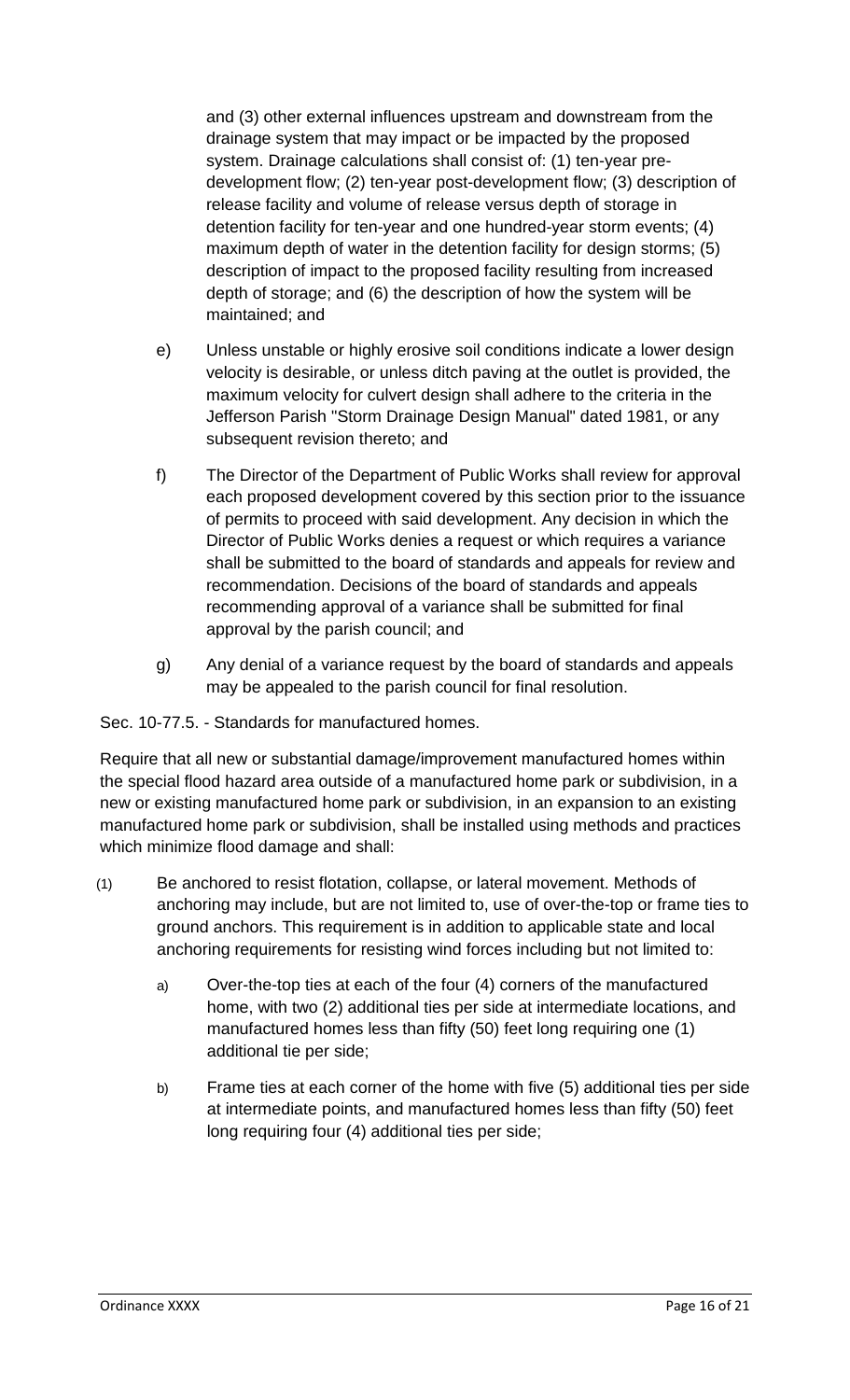and (3) other external influences upstream and downstream from the drainage system that may impact or be impacted by the proposed system. Drainage calculations shall consist of: (1) ten-year pre-development flow; (2) ten-year post-development flow; (3) description of release facility and volume of release versus depth of storage in detention facility for ten-year and one hundred-year storm events; (4) maximum depth of water in the detention facility for design storms; (5) description of impact to the proposed facility resulting from increased depth of storage; and (6) the description of how the system will be maintained; and

e) Unless unstable or highly erosive soil conditions indicate a lower design velocity is desirable, or unless ditch paving at the outlet is provided, the maximum velocity for culvert design shall adhere to the criteria in the Jefferson Parish "Storm Drainage Design Manual" dated 1981, or any subsequent revision thereto; and

f) The Director of the Department of Public Works shall review for approval each proposed development covered by this section prior to the issuance of permits to proceed with said development. Any decision in which the Director of Public Works denies a request or which requires a variance shall be submitted to the board of standards and appeals for review and recommendation. Decisions of the board of standards and appeals recommending approval of a variance shall be submitted for final approval by the parish council; and

g) Any denial of a variance request by the board of standards and appeals may be appealed to the parish council for final resolution.

Sec. 10-77.5. - Standards for manufactured homes.

Require that all new or substantial damage/improvement manufactured homes within the special flood hazard area outside of a manufactured home park or subdivision, in a new or existing manufactured home park or subdivision, in an expansion to an existing manufactured home park or subdivision, shall be installed using methods and practices which minimize flood damage and shall:

(1) Be anchored to resist flotation, collapse, or lateral movement. Methods of anchoring may include, but are not limited to, use of over-the-top or frame ties to ground anchors. This requirement is in addition to applicable state and local anchoring requirements for resisting wind forces including but not limited to:

a) Over-the-top ties at each of the four (4) corners of the manufactured home, with two (2) additional ties per side at intermediate locations, and manufactured homes less than fifty (50) feet long requiring one (1) additional tie per side;

b) Frame ties at each corner of the home with five (5) additional ties per side at intermediate points, and manufactured homes less than fifty (50) feet long requiring four (4) additional ties per side;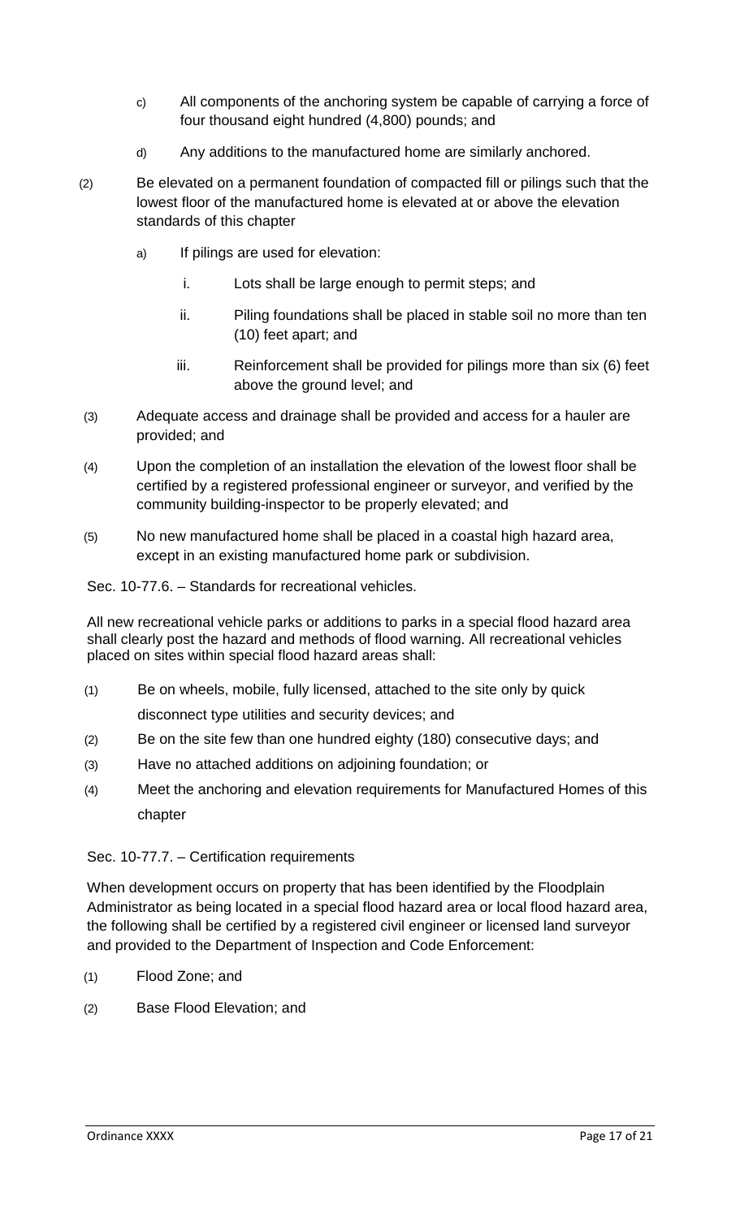c) All components of the anchoring system be capable of carrying a force of four thousand eight hundred (4,800) pounds; and

d) Any additions to the manufactured home are similarly anchored.

(2) Be elevated on a permanent foundation of compacted fill or pilings such that the lowest floor of the manufactured home is elevated at or above the elevation standards of this chapter

a) If pilings are used for elevation:

i. Lots shall be large enough to permit steps; and

ii. Piling foundations shall be placed in stable soil no more than ten (10) feet apart; and

iii. Reinforcement shall be provided for pilings more than six (6) feet above the ground level; and

(3) Adequate access and drainage shall be provided and access for a hauler are provided; and

(4) Upon the completion of an installation the elevation of the lowest floor shall be certified by a registered professional engineer or surveyor, and verified by the community building-inspector to be properly elevated; and

(5) No new manufactured home shall be placed in a coastal high hazard area, except in an existing manufactured home park or subdivision.

Sec. 10-77.6. – Standards for recreational vehicles.

All new recreational vehicle parks or additions to parks in a special flood hazard area shall clearly post the hazard and methods of flood warning. All recreational vehicles placed on sites within special flood hazard areas shall:

(1) Be on wheels, mobile, fully licensed, attached to the site only by quick disconnect type utilities and security devices; and

(2) Be on the site few than one hundred eighty (180) consecutive days; and

(3) Have no attached additions on adjoining foundation; or

(4) Meet the anchoring and elevation requirements for Manufactured Homes of this chapter

Sec. 10-77.7. – Certification requirements

When development occurs on property that has been identified by the Floodplain Administrator as being located in a special flood hazard area or local flood hazard area, the following shall be certified by a registered civil engineer or licensed land surveyor and provided to the Department of Inspection and Code Enforcement:

(1) Flood Zone; and

(2) Base Flood Elevation; and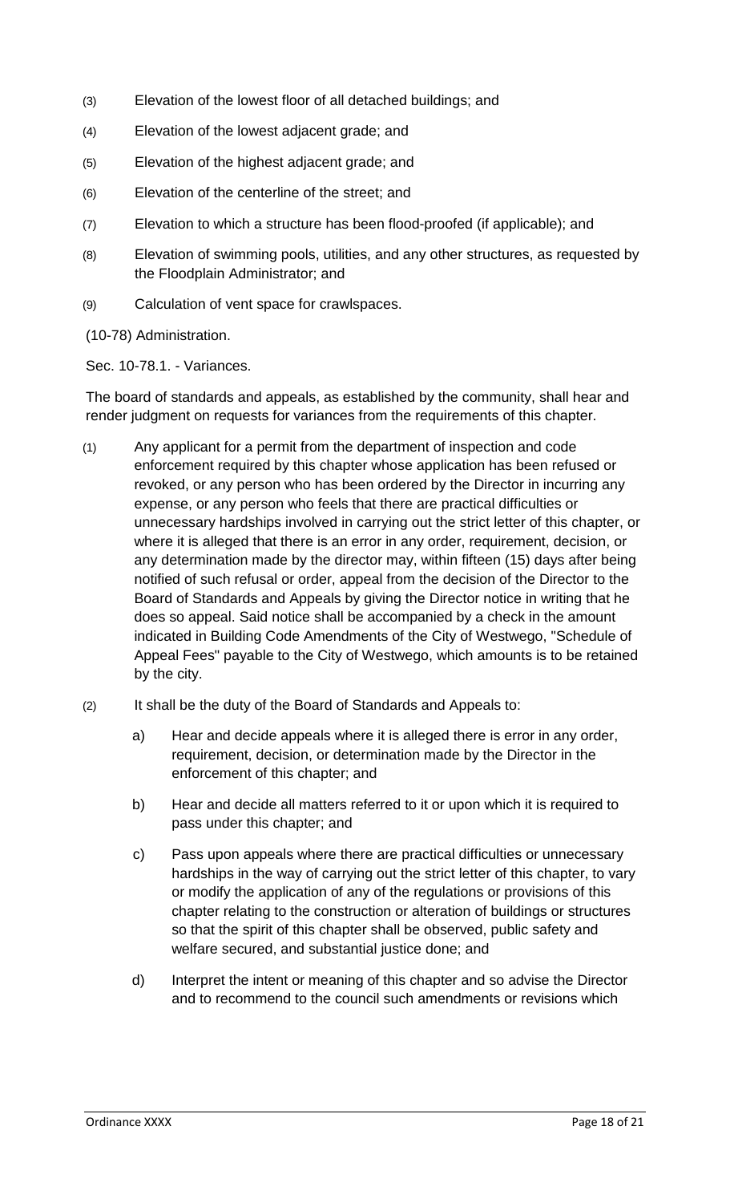(3) Elevation of the lowest floor of all detached buildings; and

(4) Elevation of the lowest adjacent grade; and

(5) Elevation of the highest adjacent grade; and

(6) Elevation of the centerline of the street; and

(7) Elevation to which a structure has been flood-proofed (if applicable); and

(8) Elevation of swimming pools, utilities, and any other structures, as requested by the Floodplain Administrator; and

(9) Calculation of vent space for crawlspaces.

(10-78) Administration.

Sec. 10-78.1. - Variances.

The board of standards and appeals, as established by the community, shall hear and render judgment on requests for variances from the requirements of this chapter.

(1) Any applicant for a permit from the department of inspection and code enforcement required by this chapter whose application has been refused or revoked, or any person who has been ordered by the Director in incurring any expense, or any person who feels that there are practical difficulties or unnecessary hardships involved in carrying out the strict letter of this chapter, or where it is alleged that there is an error in any order, requirement, decision, or any determination made by the director may, within fifteen (15) days after being notified of such refusal or order, appeal from the decision of the Director to the Board of Standards and Appeals by giving the Director notice in writing that he does so appeal. Said notice shall be accompanied by a check in the amount indicated in Building Code Amendments of the City of Westwego, "Schedule of Appeal Fees" payable to the City of Westwego, which amounts is to be retained by the city.

(2) It shall be the duty of the Board of Standards and Appeals to:

    a) Hear and decide appeals where it is alleged there is error in any order, requirement, decision, or determination made by the Director in the enforcement of this chapter; and

    b) Hear and decide all matters referred to it or upon which it is required to pass under this chapter; and

    c) Pass upon appeals where there are practical difficulties or unnecessary hardships in the way of carrying out the strict letter of this chapter, to vary or modify the application of any of the regulations or provisions of this chapter relating to the construction or alteration of buildings or structures so that the spirit of this chapter shall be observed, public safety and welfare secured, and substantial justice done; and

    d) Interpret the intent or meaning of this chapter and so advise the Director and to recommend to the council such amendments or revisions which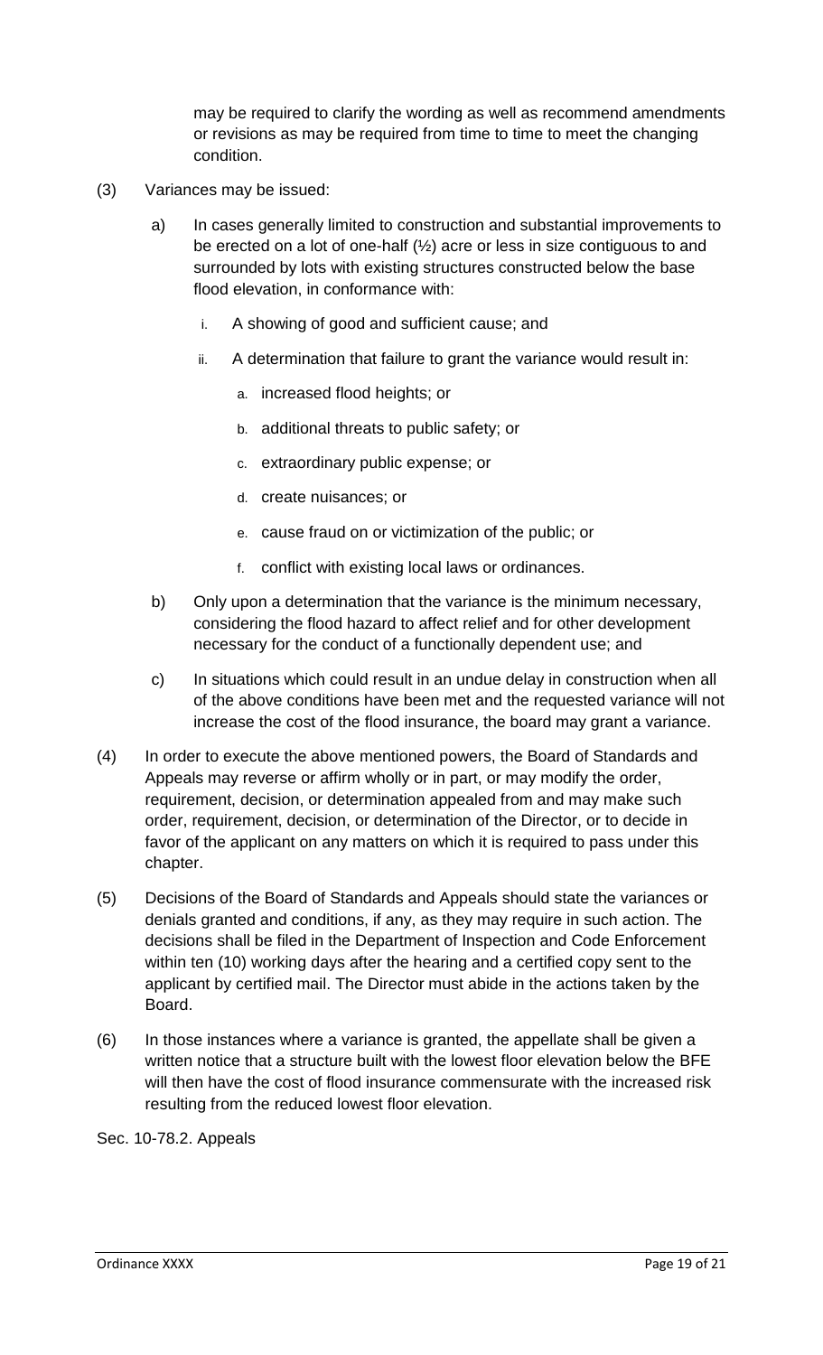may be required to clarify the wording as well as recommend amendments or revisions as may be required from time to time to meet the changing condition.

(3) Variances may be issued:

a) In cases generally limited to construction and substantial improvements to be erected on a lot of one-half (½) acre or less in size contiguous to and surrounded by lots with existing structures constructed below the base flood elevation, in conformance with:

i. A showing of good and sufficient cause; and

ii. A determination that failure to grant the variance would result in:

a. increased flood heights; or

b. additional threats to public safety; or

c. extraordinary public expense; or

d. create nuisances; or

e. cause fraud on or victimization of the public; or

f. conflict with existing local laws or ordinances.

b) Only upon a determination that the variance is the minimum necessary, considering the flood hazard to affect relief and for other development necessary for the conduct of a functionally dependent use; and

c) In situations which could result in an undue delay in construction when all of the above conditions have been met and the requested variance will not increase the cost of the flood insurance, the board may grant a variance.

(4) In order to execute the above mentioned powers, the Board of Standards and Appeals may reverse or affirm wholly or in part, or may modify the order, requirement, decision, or determination appealed from and may make such order, requirement, decision, or determination of the Director, or to decide in favor of the applicant on any matters on which it is required to pass under this chapter.

(5) Decisions of the Board of Standards and Appeals should state the variances or denials granted and conditions, if any, as they may require in such action. The decisions shall be filed in the Department of Inspection and Code Enforcement within ten (10) working days after the hearing and a certified copy sent to the applicant by certified mail. The Director must abide in the actions taken by the Board.

(6) In those instances where a variance is granted, the appellate shall be given a written notice that a structure built with the lowest floor elevation below the BFE will then have the cost of flood insurance commensurate with the increased risk resulting from the reduced lowest floor elevation.

Sec. 10-78.2. Appeals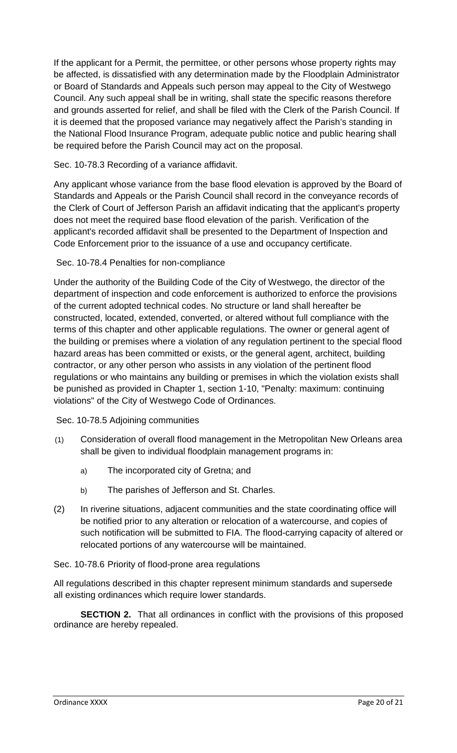If the applicant for a Permit, the permittee, or other persons whose property rights may be affected, is dissatisfied with any determination made by the Floodplain Administrator or Board of Standards and Appeals such person may appeal to the City of Westwego Council. Any such appeal shall be in writing, shall state the specific reasons therefore and grounds asserted for relief, and shall be filed with the Clerk of the Parish Council. If it is deemed that the proposed variance may negatively affect the Parish's standing in the National Flood Insurance Program, adequate public notice and public hearing shall be required before the Parish Council may act on the proposal.

Sec. 10-78.3 Recording of a variance affidavit.

Any applicant whose variance from the base flood elevation is approved by the Board of Standards and Appeals or the Parish Council shall record in the conveyance records of the Clerk of Court of Jefferson Parish an affidavit indicating that the applicant's property does not meet the required base flood elevation of the parish. Verification of the applicant's recorded affidavit shall be presented to the Department of Inspection and Code Enforcement prior to the issuance of a use and occupancy certificate.

Sec. 10-78.4 Penalties for non-compliance

Under the authority of the Building Code of the City of Westwego, the director of the department of inspection and code enforcement is authorized to enforce the provisions of the current adopted technical codes. No structure or land shall hereafter be constructed, located, extended, converted, or altered without full compliance with the terms of this chapter and other applicable regulations. The owner or general agent of the building or premises where a violation of any regulation pertinent to the special flood hazard areas has been committed or exists, or the general agent, architect, building contractor, or any other person who assists in any violation of the pertinent flood regulations or who maintains any building or premises in which the violation exists shall be punished as provided in Chapter 1, section 1-10, "Penalty: maximum: continuing violations" of the City of Westwego Code of Ordinances.

Sec. 10-78.5 Adjoining communities

(1) Consideration of overall flood management in the Metropolitan New Orleans area shall be given to individual floodplain management programs in:

  a) The incorporated city of Gretna; and

  b) The parishes of Jefferson and St. Charles.

(2) In riverine situations, adjacent communities and the state coordinating office will be notified prior to any alteration or relocation of a watercourse, and copies of such notification will be submitted to FIA. The flood-carrying capacity of altered or relocated portions of any watercourse will be maintained.

Sec. 10-78.6 Priority of flood-prone area regulations

All regulations described in this chapter represent minimum standards and supersede all existing ordinances which require lower standards.

**SECTION 2.** That all ordinances in conflict with the provisions of this proposed ordinance are hereby repealed.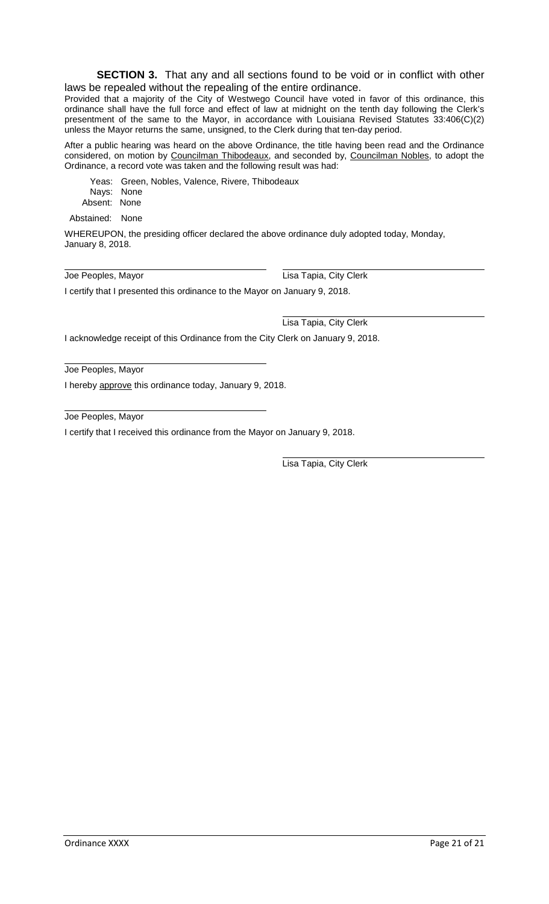**SECTION 3.** That any and all sections found to be void or in conflict with other laws be repealed without the repealing of the entire ordinance.

Provided that a majority of the City of Westwego Council have voted in favor of this ordinance, this ordinance shall have the full force and effect of law at midnight on the tenth day following the Clerk's presentment of the same to the Mayor, in accordance with Louisiana Revised Statutes 33:406(C)(2) unless the Mayor returns the same, unsigned, to the Clerk during that ten-day period.

After a public hearing was heard on the above Ordinance, the title having been read and the Ordinance considered, on motion by Councilman Thibodeaux, and seconded by, Councilman Nobles, to adopt the Ordinance, a record vote was taken and the following result was had:

Yeas: Green, Nobles, Valence, Rivere, Thibodeaux
Nays: None
Absent: None
Abstained: None

WHEREUPON, the presiding officer declared the above ordinance duly adopted today, Monday, January 8, 2018.

Joe Peoples, Mayor

Lisa Tapia, City Clerk

I certify that I presented this ordinance to the Mayor on January 9, 2018.

Lisa Tapia, City Clerk

I acknowledge receipt of this Ordinance from the City Clerk on January 9, 2018.

Joe Peoples, Mayor

I hereby approve this ordinance today, January 9, 2018.

Joe Peoples, Mayor

I certify that I received this ordinance from the Mayor on January 9, 2018.

Lisa Tapia, City Clerk